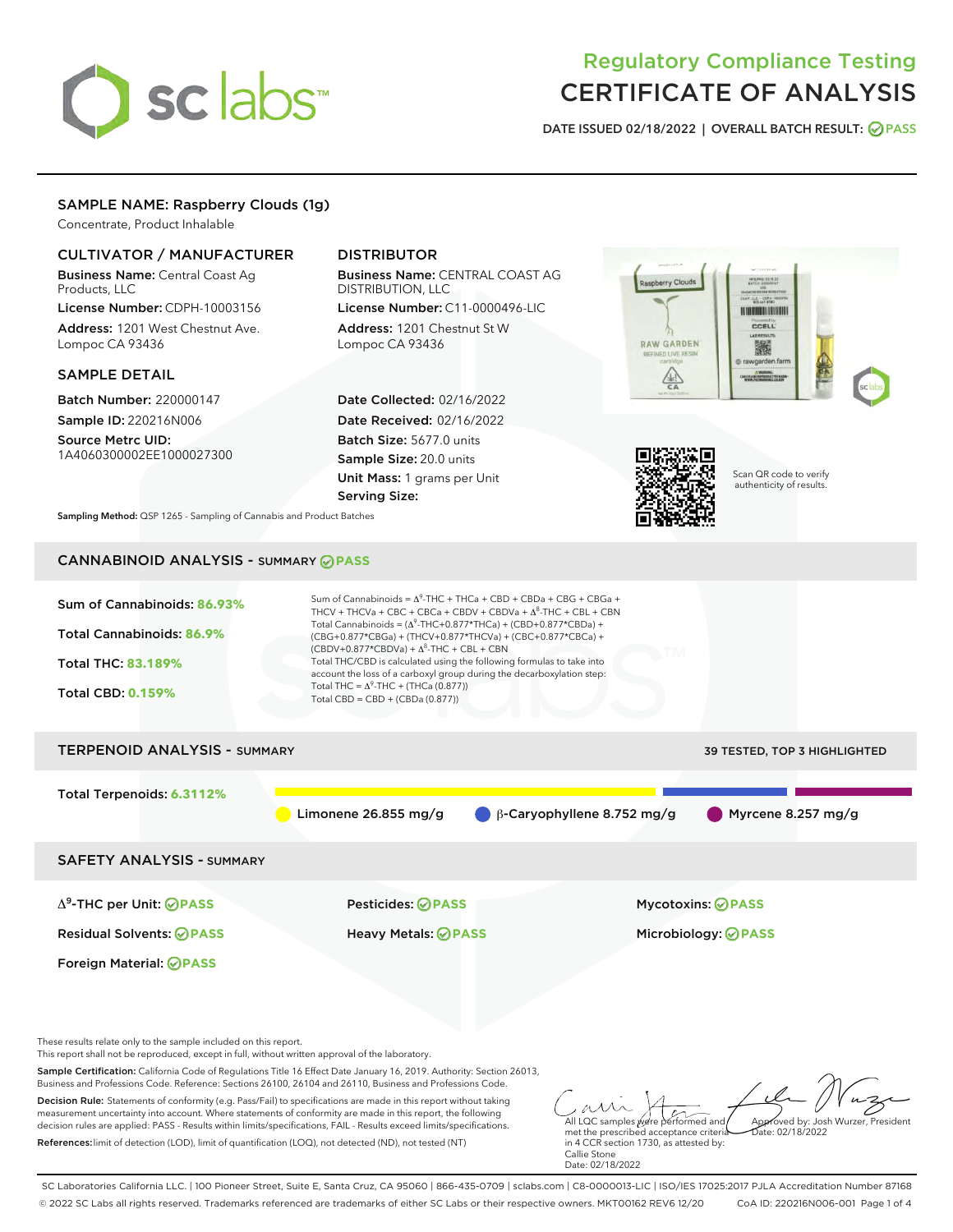# Regulatory Compliance Testing
# CERTIFICATE OF ANALYSIS

DATE ISSUED 02/18/2022 | OVERALL BATCH RESULT: PASS

## SAMPLE NAME: Raspberry Clouds (1g)

Concentrate, Product Inhalable

### CULTIVATOR / MANUFACTURER

**Business Name:** Central Coast Ag Products, LLC

**License Number:** CDPH-10003156

**Address:** 1201 West Chestnut Ave. Lompoc CA 93436

### DISTRIBUTOR

**Business Name:** CENTRAL COAST AG DISTRIBUTION, LLC

**License Number:** C11-0000496-LIC

**Address:** 1201 Chestnut St W Lompoc CA 93436

### SAMPLE DETAIL

**Batch Number:** 220000147

**Sample ID:** 220216N006

**Source Metrc UID:** 1A4060300002EE1000027300

**Date Collected:** 02/16/2022

**Date Received:** 02/16/2022

**Batch Size:** 5677.0 units

**Sample Size:** 20.0 units

**Unit Mass:** 1 grams per Unit

**Serving Size:**

Scan QR code to verify authenticity of results.

**Sampling Method:** QSP 1265 - Sampling of Cannabis and Product Batches

## CANNABINOID ANALYSIS - SUMMARY PASS

Sum of Cannabinoids: **86.93%**

Total Cannabinoids: **86.9%**

Total THC: **83.189%**

Total CBD: **0.159%**

Sum of Cannabinoids = $\Delta^9$-THC + THCa + CBD + CBDa + CBG + CBGa + THCV + THCVa + CBC + CBCa + CBDV + CBDVa + $\Delta^8$-THC + CBL + CBN

Total Cannabinoids = ($\Delta^9$-THC+0.877*THCa) + (CBD+0.877*CBDa) + (CBG+0.877*CBGa) + (THCV+0.877*THCVa) + (CBC+0.877*CBCa) + (CBDV+0.877*CBDVa) + $\Delta^8$-THC + CBL + CBN

Total THC/CBD is calculated using the following formulas to take into account the loss of a carboxyl group during the decarboxylation step:

Total THC = $\Delta^9$-THC + (THCa (0.877))

Total CBD = CBD + (CBDa (0.877))

## TERPENOID ANALYSIS - SUMMARY

39 TESTED, TOP 3 HIGHLIGHTED

Total Terpenoids: **6.3112%**

Limonene 26.855 mg/g | β-Caryophyllene 8.752 mg/g | Myrcene 8.257 mg/g

## SAFETY ANALYSIS - SUMMARY

| | | |
|---|---|---|
| $\Delta^9$-THC per Unit: PASS | Pesticides: PASS | Mycotoxins: PASS |
| Residual Solvents: PASS | Heavy Metals: PASS | Microbiology: PASS |
| Foreign Material: PASS | | |

These results relate only to the sample included on this report.
This report shall not be reproduced, except in full, without written approval of the laboratory.

**Sample Certification:** California Code of Regulations Title 16 Effect Date January 16, 2019. Authority: Section 26013, Business and Professions Code. Reference: Sections 26100, 26104 and 26110, Business and Professions Code.

**Decision Rule:** Statements of conformity (e.g. Pass/Fail) to specifications are made in this report without taking measurement uncertainty into account. Where statements of conformity are made in this report, the following decision rules are applied: PASS - Results within limits/specifications, FAIL - Results exceed limits/specifications.

**References:** limit of detection (LOD), limit of quantification (LOQ), not detected (ND), not tested (NT)

All LQC samples were performed and met the prescribed acceptance criteria in 4 CCR section 1730, as attested by: Callie Stone
Date: 02/18/2022

Approved by: Josh Wurzer, President
Date: 02/18/2022

SC Laboratories California LLC. | 100 Pioneer Street, Suite E, Santa Cruz, CA 95060 | 866-435-0709 | sclabs.com | C8-0000013-LIC | ISO/IES 17025:2017 PJLA Accreditation Number 87168
© 2022 SC Labs all rights reserved. Trademarks referenced are trademarks of either SC Labs or their respective owners. MKT00162 REV6 12/20 CoA ID: 220216N006-001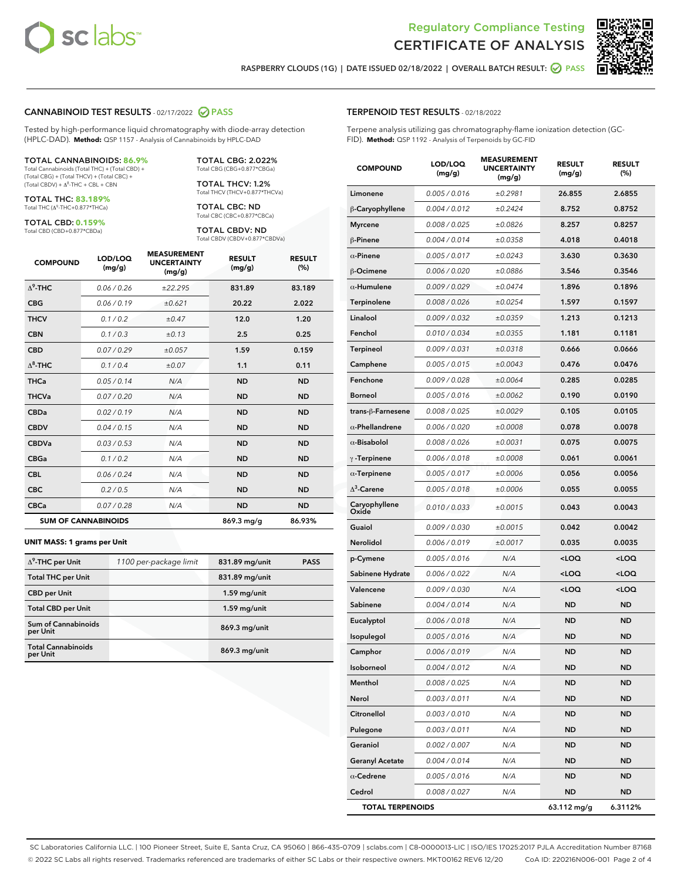Regulatory Compliance Testing
CERTIFICATE OF ANALYSIS

RASPBERRY CLOUDS (1G) | DATE ISSUED 02/18/2022 | OVERALL BATCH RESULT: PASS

## CANNABINOID TEST RESULTS - 02/17/2022 PASS

Tested by high-performance liquid chromatography with diode-array detection (HPLC-DAD). **Method:** QSP 1157 - Analysis of Cannabinoids by HPLC-DAD

**TOTAL CANNABINOIDS: 86.9%**
Total Cannabinoids (Total THC) + (Total CBD) + (Total CBG) + (Total THCV) + (Total CBC) + (Total CBDV) + $\Delta^8$-THC + CBL + CBN

**TOTAL THC: 83.189%**
Total THC ($\Delta^9$-THC+0.877*THCa)

**TOTAL CBD: 0.159%**
Total CBD (CBD+0.877*CBDa)

**TOTAL CBG: 2.022%**
Total CBG (CBG+0.877*CBGa)

**TOTAL THCV: 1.2%**
Total THCV (THCV+0.877*THCVa)

**TOTAL CBC: ND**
Total CBC (CBC+0.877*CBCa)

**TOTAL CBDV: ND**
Total CBDV (CBDV+0.877*CBDVa)

| COMPOUND | LOD/LOQ (mg/g) | MEASUREMENT UNCERTAINTY (mg/g) | RESULT (mg/g) | RESULT (%) |
|---|---|---|---|---|
| $\Delta^9$-THC | 0.06 / 0.26 | ±22.295 | 831.89 | 83.189 |
| CBG | 0.06 / 0.19 | ±0.621 | 20.22 | 2.022 |
| THCV | 0.1 / 0.2 | ±0.47 | 12.0 | 1.20 |
| CBN | 0.1 / 0.3 | ±0.13 | 2.5 | 0.25 |
| CBD | 0.07 / 0.29 | ±0.057 | 1.59 | 0.159 |
| $\Delta^8$-THC | 0.1 / 0.4 | ±0.07 | 1.1 | 0.11 |
| THCa | 0.05 / 0.14 | N/A | ND | ND |
| THCVa | 0.07 / 0.20 | N/A | ND | ND |
| CBDa | 0.02 / 0.19 | N/A | ND | ND |
| CBDV | 0.04 / 0.15 | N/A | ND | ND |
| CBDVa | 0.03 / 0.53 | N/A | ND | ND |
| CBGa | 0.1 / 0.2 | N/A | ND | ND |
| CBL | 0.06 / 0.24 | N/A | ND | ND |
| CBC | 0.2 / 0.5 | N/A | ND | ND |
| CBCa | 0.07 / 0.28 | N/A | ND | ND |
| **SUM OF CANNABINOIDS** | | | 869.3 mg/g | 86.93% |

### UNIT MASS: 1 grams per Unit

| | | | |
|---|---|---|---|
| $\Delta^9$-THC per Unit | 1100 per-package limit | 831.89 mg/unit | PASS |
| Total THC per Unit | | 831.89 mg/unit | |
| CBD per Unit | | 1.59 mg/unit | |
| Total CBD per Unit | | 1.59 mg/unit | |
| Sum of Cannabinoids per Unit | | 869.3 mg/unit | |
| Total Cannabinoids per Unit | | 869.3 mg/unit | |

## TERPENOID TEST RESULTS - 02/18/2022

Terpene analysis utilizing gas chromatography-flame ionization detection (GC-FID). **Method:** QSP 1192 - Analysis of Terpenoids by GC-FID

| COMPOUND | LOD/LOQ (mg/g) | MEASUREMENT UNCERTAINTY (mg/g) | RESULT (mg/g) | RESULT (%) |
|---|---|---|---|---|
| Limonene | 0.005 / 0.016 | ±0.2981 | 26.855 | 2.6855 |
| β-Caryophyllene | 0.004 / 0.012 | ±0.2424 | 8.752 | 0.8752 |
| Myrcene | 0.008 / 0.025 | ±0.0826 | 8.257 | 0.8257 |
| β-Pinene | 0.004 / 0.014 | ±0.0358 | 4.018 | 0.4018 |
| α-Pinene | 0.005 / 0.017 | ±0.0243 | 3.630 | 0.3630 |
| β-Ocimene | 0.006 / 0.020 | ±0.0886 | 3.546 | 0.3546 |
| α-Humulene | 0.009 / 0.029 | ±0.0474 | 1.896 | 0.1896 |
| Terpinolene | 0.008 / 0.026 | ±0.0254 | 1.597 | 0.1597 |
| Linalool | 0.009 / 0.032 | ±0.0359 | 1.213 | 0.1213 |
| Fenchol | 0.010 / 0.034 | ±0.0355 | 1.181 | 0.1181 |
| Terpineol | 0.009 / 0.031 | ±0.0318 | 0.666 | 0.0666 |
| Camphene | 0.005 / 0.015 | ±0.0043 | 0.476 | 0.0476 |
| Fenchone | 0.009 / 0.028 | ±0.0064 | 0.285 | 0.0285 |
| Borneol | 0.005 / 0.016 | ±0.0062 | 0.190 | 0.0190 |
| trans-β-Farnesene | 0.008 / 0.025 | ±0.0029 | 0.105 | 0.0105 |
| α-Phellandrene | 0.006 / 0.020 | ±0.0008 | 0.078 | 0.0078 |
| α-Bisabolol | 0.008 / 0.026 | ±0.0031 | 0.075 | 0.0075 |
| γ-Terpinene | 0.006 / 0.018 | ±0.0008 | 0.061 | 0.0061 |
| α-Terpinene | 0.005 / 0.017 | ±0.0006 | 0.056 | 0.0056 |
| $\Delta^3$-Carene | 0.005 / 0.018 | ±0.0006 | 0.055 | 0.0055 |
| Caryophyllene Oxide | 0.010 / 0.033 | ±0.0015 | 0.043 | 0.0043 |
| Guaiol | 0.009 / 0.030 | ±0.0015 | 0.042 | 0.0042 |
| Nerolidol | 0.006 / 0.019 | ±0.0017 | 0.035 | 0.0035 |
| p-Cymene | 0.005 / 0.016 | N/A | <LOQ | <LOQ |
| Sabinene Hydrate | 0.006 / 0.022 | N/A | <LOQ | <LOQ |
| Valencene | 0.009 / 0.030 | N/A | <LOQ | <LOQ |
| Sabinene | 0.004 / 0.014 | N/A | ND | ND |
| Eucalyptol | 0.006 / 0.018 | N/A | ND | ND |
| Isopulegol | 0.005 / 0.016 | N/A | ND | ND |
| Camphor | 0.006 / 0.019 | N/A | ND | ND |
| Isoborneol | 0.004 / 0.012 | N/A | ND | ND |
| Menthol | 0.008 / 0.025 | N/A | ND | ND |
| Nerol | 0.003 / 0.011 | N/A | ND | ND |
| Citronellol | 0.003 / 0.010 | N/A | ND | ND |
| Pulegone | 0.003 / 0.011 | N/A | ND | ND |
| Geraniol | 0.002 / 0.007 | N/A | ND | ND |
| Geranyl Acetate | 0.004 / 0.014 | N/A | ND | ND |
| α-Cedrene | 0.005 / 0.016 | N/A | ND | ND |
| Cedrol | 0.008 / 0.027 | N/A | ND | ND |
| **TOTAL TERPENOIDS** | | | 63.112 mg/g | 6.3112% |

SC Laboratories California LLC. | 100 Pioneer Street, Suite E, Santa Cruz, CA 95060 | 866-435-0709 | sclabs.com | C8-0000013-LIC | ISO/IES 17025:2017 PJLA Accreditation Number 87168
© 2022 SC Labs all rights reserved. Trademarks referenced are trademarks of either SC Labs or their respective owners. MKT00162 REV6 12/20 CoA ID: 220216N006-001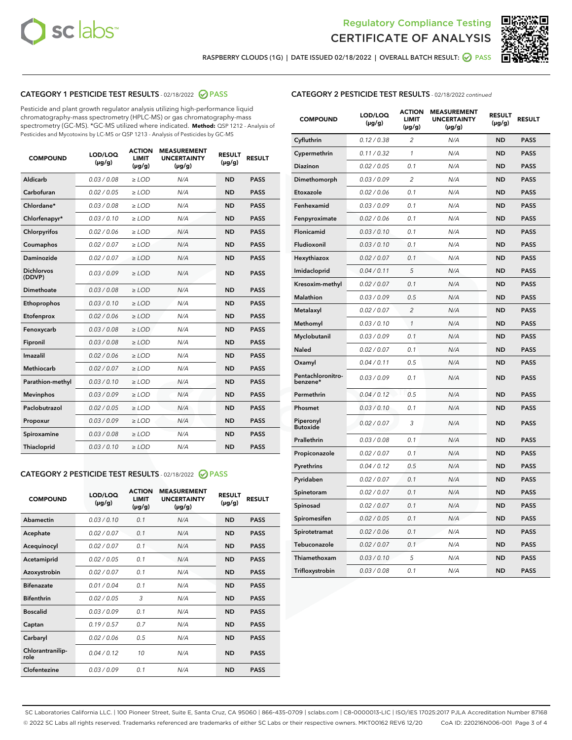# Regulatory Compliance Testing
# CERTIFICATE OF ANALYSIS

RASPBERRY CLOUDS (1G) | DATE ISSUED 02/18/2022 | OVERALL BATCH RESULT: PASS

## CATEGORY 1 PESTICIDE TEST RESULTS - 02/18/2022 PASS

Pesticide and plant growth regulator analysis utilizing high-performance liquid chromatography-mass spectrometry (HPLC-MS) or gas chromatography-mass spectrometry (GC-MS). *GC-MS utilized where indicated. **Method:** QSP 1212 - Analysis of Pesticides and Mycotoxins by LC-MS or QSP 1213 - Analysis of Pesticides by GC-MS

| COMPOUND | LOD/LOQ (µg/g) | ACTION LIMIT (µg/g) | MEASUREMENT UNCERTAINTY (µg/g) | RESULT (µg/g) | RESULT |
|---|---|---|---|---|---|
| Aldicarb | 0.03 / 0.08 | ≥ LOD | N/A | ND | PASS |
| Carbofuran | 0.02 / 0.05 | ≥ LOD | N/A | ND | PASS |
| Chlordane* | 0.03 / 0.08 | ≥ LOD | N/A | ND | PASS |
| Chlorfenapyr* | 0.03 / 0.10 | ≥ LOD | N/A | ND | PASS |
| Chlorpyrifos | 0.02 / 0.06 | ≥ LOD | N/A | ND | PASS |
| Coumaphos | 0.02 / 0.07 | ≥ LOD | N/A | ND | PASS |
| Daminozide | 0.02 / 0.07 | ≥ LOD | N/A | ND | PASS |
| Dichlorvos (DDVP) | 0.03 / 0.09 | ≥ LOD | N/A | ND | PASS |
| Dimethoate | 0.03 / 0.08 | ≥ LOD | N/A | ND | PASS |
| Ethoprophos | 0.03 / 0.10 | ≥ LOD | N/A | ND | PASS |
| Etofenprox | 0.02 / 0.06 | ≥ LOD | N/A | ND | PASS |
| Fenoxycarb | 0.03 / 0.08 | ≥ LOD | N/A | ND | PASS |
| Fipronil | 0.03 / 0.08 | ≥ LOD | N/A | ND | PASS |
| Imazalil | 0.02 / 0.06 | ≥ LOD | N/A | ND | PASS |
| Methiocarb | 0.02 / 0.07 | ≥ LOD | N/A | ND | PASS |
| Parathion-methyl | 0.03 / 0.10 | ≥ LOD | N/A | ND | PASS |
| Mevinphos | 0.03 / 0.09 | ≥ LOD | N/A | ND | PASS |
| Paclobutrazol | 0.02 / 0.05 | ≥ LOD | N/A | ND | PASS |
| Propoxur | 0.03 / 0.09 | ≥ LOD | N/A | ND | PASS |
| Spiroxamine | 0.03 / 0.08 | ≥ LOD | N/A | ND | PASS |
| Thiacloprid | 0.03 / 0.10 | ≥ LOD | N/A | ND | PASS |

## CATEGORY 2 PESTICIDE TEST RESULTS - 02/18/2022 PASS

| COMPOUND | LOD/LOQ (µg/g) | ACTION LIMIT (µg/g) | MEASUREMENT UNCERTAINTY (µg/g) | RESULT (µg/g) | RESULT |
|---|---|---|---|---|---|
| Abamectin | 0.03 / 0.10 | 0.1 | N/A | ND | PASS |
| Acephate | 0.02 / 0.07 | 0.1 | N/A | ND | PASS |
| Acequinocyl | 0.02 / 0.07 | 0.1 | N/A | ND | PASS |
| Acetamiprid | 0.02 / 0.05 | 0.1 | N/A | ND | PASS |
| Azoxystrobin | 0.02 / 0.07 | 0.1 | N/A | ND | PASS |
| Bifenazate | 0.01 / 0.04 | 0.1 | N/A | ND | PASS |
| Bifenthrin | 0.02 / 0.05 | 3 | N/A | ND | PASS |
| Boscalid | 0.03 / 0.09 | 0.1 | N/A | ND | PASS |
| Captan | 0.19 / 0.57 | 0.7 | N/A | ND | PASS |
| Carbaryl | 0.02 / 0.06 | 0.5 | N/A | ND | PASS |
| Chlorantraniliprole | 0.04 / 0.12 | 10 | N/A | ND | PASS |
| Clofentezine | 0.03 / 0.09 | 0.1 | N/A | ND | PASS |
| Cyfluthrin | 0.12 / 0.38 | 2 | N/A | ND | PASS |
| Cypermethrin | 0.11 / 0.32 | 1 | N/A | ND | PASS |
| Diazinon | 0.02 / 0.05 | 0.1 | N/A | ND | PASS |
| Dimethomorph | 0.03 / 0.09 | 2 | N/A | ND | PASS |
| Etoxazole | 0.02 / 0.06 | 0.1 | N/A | ND | PASS |
| Fenhexamid | 0.03 / 0.09 | 0.1 | N/A | ND | PASS |
| Fenpyroximate | 0.02 / 0.06 | 0.1 | N/A | ND | PASS |
| Flonicamid | 0.03 / 0.10 | 0.1 | N/A | ND | PASS |
| Fludioxonil | 0.03 / 0.10 | 0.1 | N/A | ND | PASS |
| Hexythiazox | 0.02 / 0.07 | 0.1 | N/A | ND | PASS |
| Imidacloprid | 0.04 / 0.11 | 5 | N/A | ND | PASS |
| Kresoxim-methyl | 0.02 / 0.07 | 0.1 | N/A | ND | PASS |
| Malathion | 0.03 / 0.09 | 0.5 | N/A | ND | PASS |
| Metalaxyl | 0.02 / 0.07 | 2 | N/A | ND | PASS |
| Methomyl | 0.03 / 0.10 | 1 | N/A | ND | PASS |
| Myclobutanil | 0.03 / 0.09 | 0.1 | N/A | ND | PASS |
| Naled | 0.02 / 0.07 | 0.1 | N/A | ND | PASS |
| Oxamyl | 0.04 / 0.11 | 0.5 | N/A | ND | PASS |
| Pentachloronitrobenzene* | 0.03 / 0.09 | 0.1 | N/A | ND | PASS |
| Permethrin | 0.04 / 0.12 | 0.5 | N/A | ND | PASS |
| Phosmet | 0.03 / 0.10 | 0.1 | N/A | ND | PASS |
| Piperonyl Butoxide | 0.02 / 0.07 | 3 | N/A | ND | PASS |
| Prallethrin | 0.03 / 0.08 | 0.1 | N/A | ND | PASS |
| Propiconazole | 0.02 / 0.07 | 0.1 | N/A | ND | PASS |
| Pyrethrins | 0.04 / 0.12 | 0.5 | N/A | ND | PASS |
| Pyridaben | 0.02 / 0.07 | 0.1 | N/A | ND | PASS |
| Spinetoram | 0.02 / 0.07 | 0.1 | N/A | ND | PASS |
| Spinosad | 0.02 / 0.07 | 0.1 | N/A | ND | PASS |
| Spiromesifen | 0.02 / 0.05 | 0.1 | N/A | ND | PASS |
| Spirotetramat | 0.02 / 0.06 | 0.1 | N/A | ND | PASS |
| Tebuconazole | 0.02 / 0.07 | 0.1 | N/A | ND | PASS |
| Thiamethoxam | 0.03 / 0.10 | 5 | N/A | ND | PASS |
| Trifloxystrobin | 0.03 / 0.08 | 0.1 | N/A | ND | PASS |

SC Laboratories California LLC. | 100 Pioneer Street, Suite E, Santa Cruz, CA 95060 | 866-435-0709 | sclabs.com | C8-0000013-LIC | ISO/IES 17025:2017 PJLA Accreditation Number 87168
© 2022 SC Labs all rights reserved. Trademarks referenced are trademarks of either SC Labs or their respective owners. MKT00162 REV6 12/20 CoA ID: 220216N006-001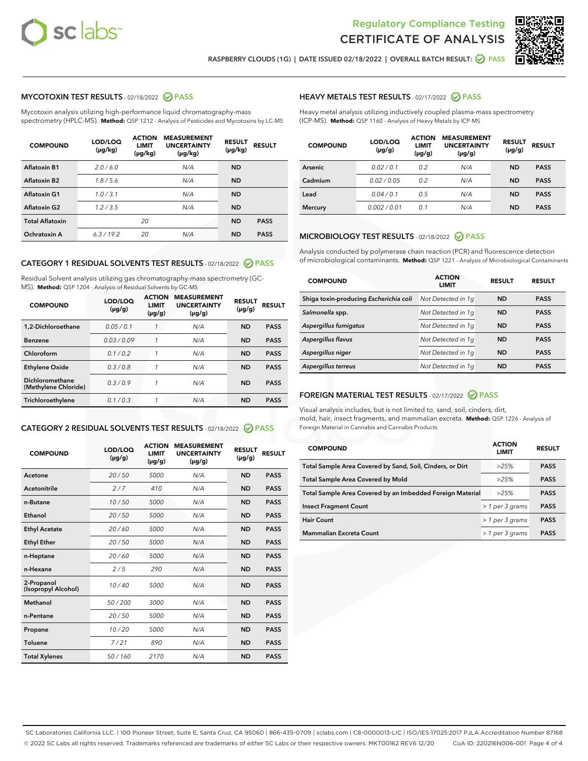Regulatory Compliance Testing

# CERTIFICATE OF ANALYSIS

RASPBERRY CLOUDS (1G) | DATE ISSUED 02/18/2022 | OVERALL BATCH RESULT: PASS

## MYCOTOXIN TEST RESULTS - 02/18/2022 PASS

Mycotoxin analysis utilizing high-performance liquid chromatography-mass spectrometry (HPLC-MS). **Method:** QSP 1212 - Analysis of Pesticides and Mycotoxins by LC-MS

| COMPOUND | LOD/LOQ (µg/kg) | ACTION LIMIT (µg/kg) | MEASUREMENT UNCERTAINTY (µg/kg) | RESULT (µg/kg) | RESULT |
|---|---|---|---|---|---|
| Aflatoxin B1 | 2.0 / 6.0 | | N/A | ND | |
| Aflatoxin B2 | 1.8 / 5.6 | | N/A | ND | |
| Aflatoxin G1 | 1.0 / 3.1 | | N/A | ND | |
| Aflatoxin G2 | 1.2 / 3.5 | | N/A | ND | |
| Total Aflatoxin | | 20 | | ND | PASS |
| Ochratoxin A | 6.3 / 19.2 | 20 | N/A | ND | PASS |

## CATEGORY 1 RESIDUAL SOLVENTS TEST RESULTS - 02/18/2022 PASS

Residual Solvent analysis utilizing gas chromatography-mass spectrometry (GC-MS). **Method:** QSP 1204 - Analysis of Residual Solvents by GC-MS

| COMPOUND | LOD/LOQ (µg/g) | ACTION LIMIT (µg/g) | MEASUREMENT UNCERTAINTY (µg/g) | RESULT (µg/g) | RESULT |
|---|---|---|---|---|---|
| 1,2-Dichloroethane | 0.05 / 0.1 | 1 | N/A | ND | PASS |
| Benzene | 0.03 / 0.09 | 1 | N/A | ND | PASS |
| Chloroform | 0.1 / 0.2 | 1 | N/A | ND | PASS |
| Ethylene Oxide | 0.3 / 0.8 | 1 | N/A | ND | PASS |
| Dichloromethane (Methylene Chloride) | 0.3 / 0.9 | 1 | N/A | ND | PASS |
| Trichloroethylene | 0.1 / 0.3 | 1 | N/A | ND | PASS |

## CATEGORY 2 RESIDUAL SOLVENTS TEST RESULTS - 02/18/2022 PASS

| COMPOUND | LOD/LOQ (µg/g) | ACTION LIMIT (µg/g) | MEASUREMENT UNCERTAINTY (µg/g) | RESULT (µg/g) | RESULT |
|---|---|---|---|---|---|
| Acetone | 20 / 50 | 5000 | N/A | ND | PASS |
| Acetonitrile | 2 / 7 | 410 | N/A | ND | PASS |
| n-Butane | 10 / 50 | 5000 | N/A | ND | PASS |
| Ethanol | 20 / 50 | 5000 | N/A | ND | PASS |
| Ethyl Acetate | 20 / 60 | 5000 | N/A | ND | PASS |
| Ethyl Ether | 20 / 50 | 5000 | N/A | ND | PASS |
| n-Heptane | 20 / 60 | 5000 | N/A | ND | PASS |
| n-Hexane | 2 / 5 | 290 | N/A | ND | PASS |
| 2-Propanol (Isopropyl Alcohol) | 10 / 40 | 5000 | N/A | ND | PASS |
| Methanol | 50 / 200 | 3000 | N/A | ND | PASS |
| n-Pentane | 20 / 50 | 5000 | N/A | ND | PASS |
| Propane | 10 / 20 | 5000 | N/A | ND | PASS |
| Toluene | 7 / 21 | 890 | N/A | ND | PASS |
| Total Xylenes | 50 / 160 | 2170 | N/A | ND | PASS |

## HEAVY METALS TEST RESULTS - 02/17/2022 PASS

Heavy metal analysis utilizing inductively coupled plasma-mass spectrometry (ICP-MS). **Method:** QSP 1160 - Analysis of Heavy Metals by ICP-MS

| COMPOUND | LOD/LOQ (µg/g) | ACTION LIMIT (µg/g) | MEASUREMENT UNCERTAINTY (µg/g) | RESULT (µg/g) | RESULT |
|---|---|---|---|---|---|
| Arsenic | 0.02 / 0.1 | 0.2 | N/A | ND | PASS |
| Cadmium | 0.02 / 0.05 | 0.2 | N/A | ND | PASS |
| Lead | 0.04 / 0.1 | 0.5 | N/A | ND | PASS |
| Mercury | 0.002 / 0.01 | 0.1 | N/A | ND | PASS |

## MICROBIOLOGY TEST RESULTS - 02/18/2022 PASS

Analysis conducted by polymerase chain reaction (PCR) and fluorescence detection of microbiological contaminants. **Method:** QSP 1221 - Analysis of Microbiological Contaminants

| COMPOUND | ACTION LIMIT | RESULT | RESULT |
|---|---|---|---|
| Shiga toxin-producing *Escherichia coli* | Not Detected in 1g | ND | PASS |
| *Salmonella* spp. | Not Detected in 1g | ND | PASS |
| *Aspergillus fumigatus* | Not Detected in 1g | ND | PASS |
| *Aspergillus flavus* | Not Detected in 1g | ND | PASS |
| *Aspergillus niger* | Not Detected in 1g | ND | PASS |
| *Aspergillus terreus* | Not Detected in 1g | ND | PASS |

## FOREIGN MATERIAL TEST RESULTS - 02/17/2022 PASS

Visual analysis includes, but is not limited to, sand, soil, cinders, dirt, mold, hair, insect fragments, and mammalian excreta. **Method:** QSP 1226 - Analysis of Foreign Material in Cannabis and Cannabis Products

| COMPOUND | ACTION LIMIT | RESULT |
|---|---|---|
| Total Sample Area Covered by Sand, Soil, Cinders, or Dirt | >25% | PASS |
| Total Sample Area Covered by Mold | >25% | PASS |
| Total Sample Area Covered by an Imbedded Foreign Material | >25% | PASS |
| Insect Fragment Count | > 1 per 3 grams | PASS |
| Hair Count | > 1 per 3 grams | PASS |
| Mammalian Excreta Count | > 1 per 3 grams | PASS |

SC Laboratories California LLC. | 100 Pioneer Street, Suite E, Santa Cruz, CA 95060 | 866-435-0709 | sclabs.com | C8-0000013-LIC | ISO/IES 17025:2017 PJLA Accreditation Number 87168
© 2022 SC Labs all rights reserved. Trademarks referenced are trademarks of either SC Labs or their respective owners. MKT00162 REV6 12/20 CoA ID: 220216N006-001